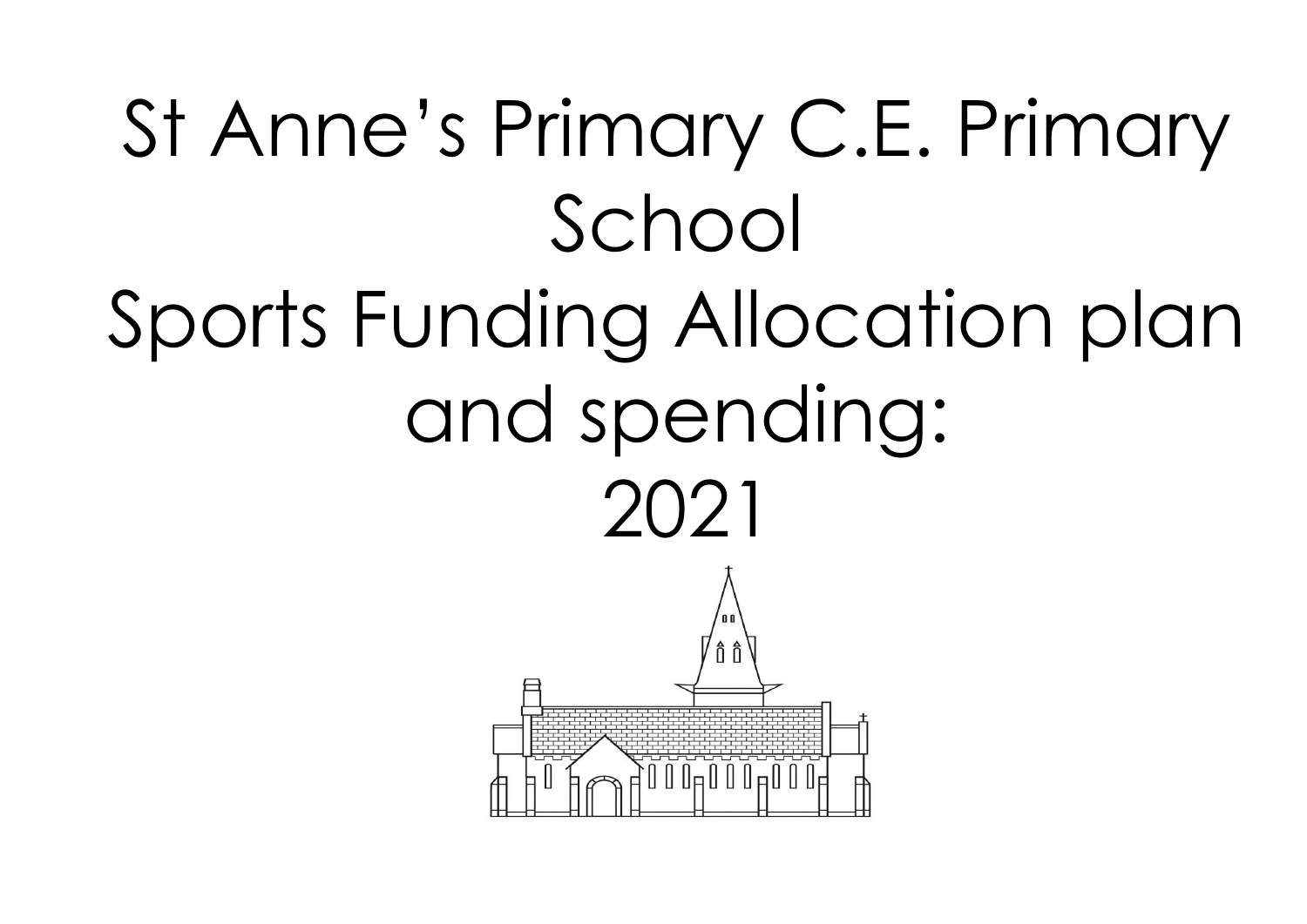# St Anne's Primary C.E. Primary School

# Sports Funding Allocation plan and spending: 2021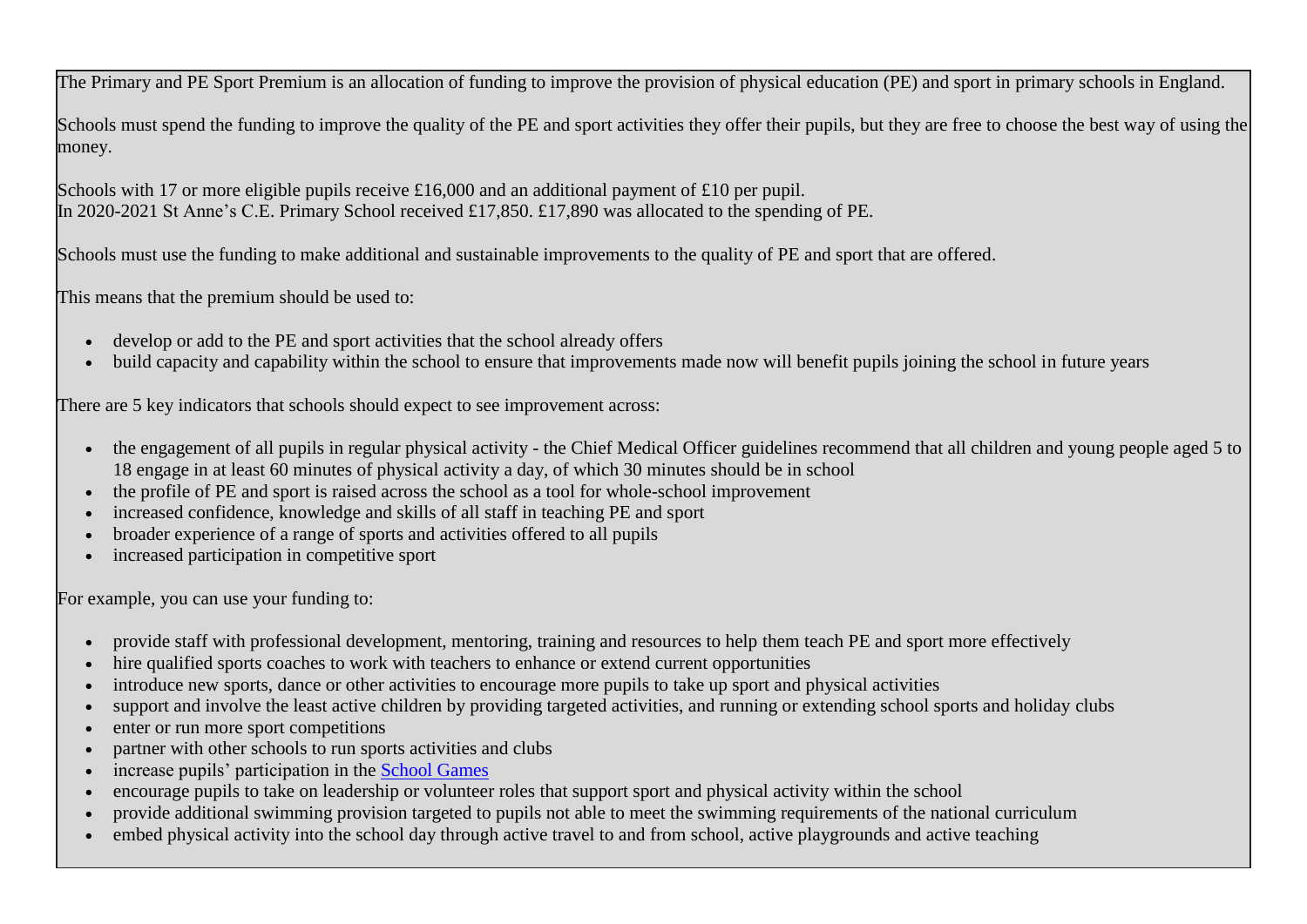The Primary and PE Sport Premium is an allocation of funding to improve the provision of physical education (PE) and sport in primary schools in England.

Schools must spend the funding to improve the quality of the PE and sport activities they offer their pupils, but they are free to choose the best way of using the money.

Schools with 17 or more eligible pupils receive £16,000 and an additional payment of £10 per pupil.
In 2020-2021 St Anne's C.E. Primary School received £17,850. £17,890 was allocated to the spending of PE.

Schools must use the funding to make additional and sustainable improvements to the quality of PE and sport that are offered.

This means that the premium should be used to:

- develop or add to the PE and sport activities that the school already offers
- build capacity and capability within the school to ensure that improvements made now will benefit pupils joining the school in future years

There are 5 key indicators that schools should expect to see improvement across:

- the engagement of all pupils in regular physical activity - the Chief Medical Officer guidelines recommend that all children and young people aged 5 to 18 engage in at least 60 minutes of physical activity a day, of which 30 minutes should be in school
- the profile of PE and sport is raised across the school as a tool for whole-school improvement
- increased confidence, knowledge and skills of all staff in teaching PE and sport
- broader experience of a range of sports and activities offered to all pupils
- increased participation in competitive sport

For example, you can use your funding to:

- provide staff with professional development, mentoring, training and resources to help them teach PE and sport more effectively
- hire qualified sports coaches to work with teachers to enhance or extend current opportunities
- introduce new sports, dance or other activities to encourage more pupils to take up sport and physical activities
- support and involve the least active children by providing targeted activities, and running or extending school sports and holiday clubs
- enter or run more sport competitions
- partner with other schools to run sports activities and clubs
- increase pupils' participation in the School Games
- encourage pupils to take on leadership or volunteer roles that support sport and physical activity within the school
- provide additional swimming provision targeted to pupils not able to meet the swimming requirements of the national curriculum
- embed physical activity into the school day through active travel to and from school, active playgrounds and active teaching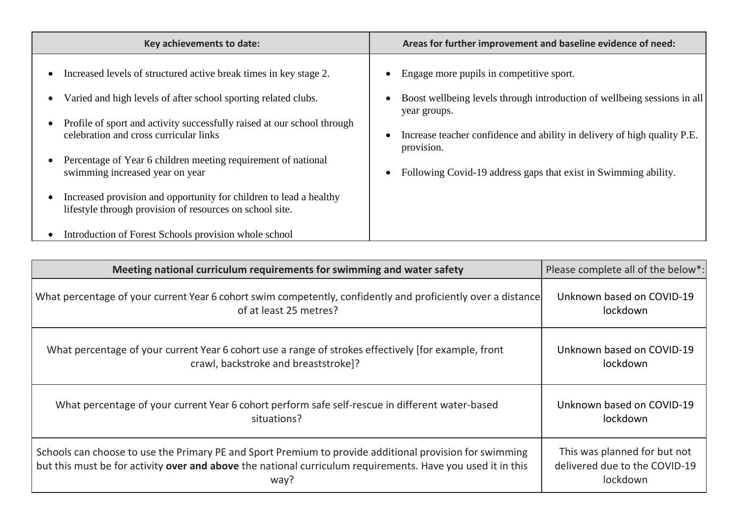| Key achievements to date: | Areas for further improvement and baseline evidence of need: |
|---|---|
| • Increased levels of structured active break times in key stage 2.<br>• Varied and high levels of after school sporting related clubs.<br>• Profile of sport and activity successfully raised at our school through celebration and cross curricular links<br>• Percentage of Year 6 children meeting requirement of national swimming increased year on year<br>• Increased provision and opportunity for children to lead a healthy lifestyle through provision of resources on school site.<br>• Introduction of Forest Schools provision whole school | • Engage more pupils in competitive sport.<br>• Boost wellbeing levels through introduction of wellbeing sessions in all year groups.<br>• Increase teacher confidence and ability in delivery of high quality P.E. provision.<br>• Following Covid-19 address gaps that exist in Swimming ability. |

| Meeting national curriculum requirements for swimming and water safety | Please complete all of the below*: |
|---|---|
| What percentage of your current Year 6 cohort swim competently, confidently and proficiently over a distance of at least 25 metres? | Unknown based on COVID-19 lockdown |
| What percentage of your current Year 6 cohort use a range of strokes effectively [for example, front crawl, backstroke and breaststroke]? | Unknown based on COVID-19 lockdown |
| What percentage of your current Year 6 cohort perform safe self-rescue in different water-based situations? | Unknown based on COVID-19 lockdown |
| Schools can choose to use the Primary PE and Sport Premium to provide additional provision for swimming but this must be for activity **over and above** the national curriculum requirements. Have you used it in this way? | This was planned for but not delivered due to the COVID-19 lockdown |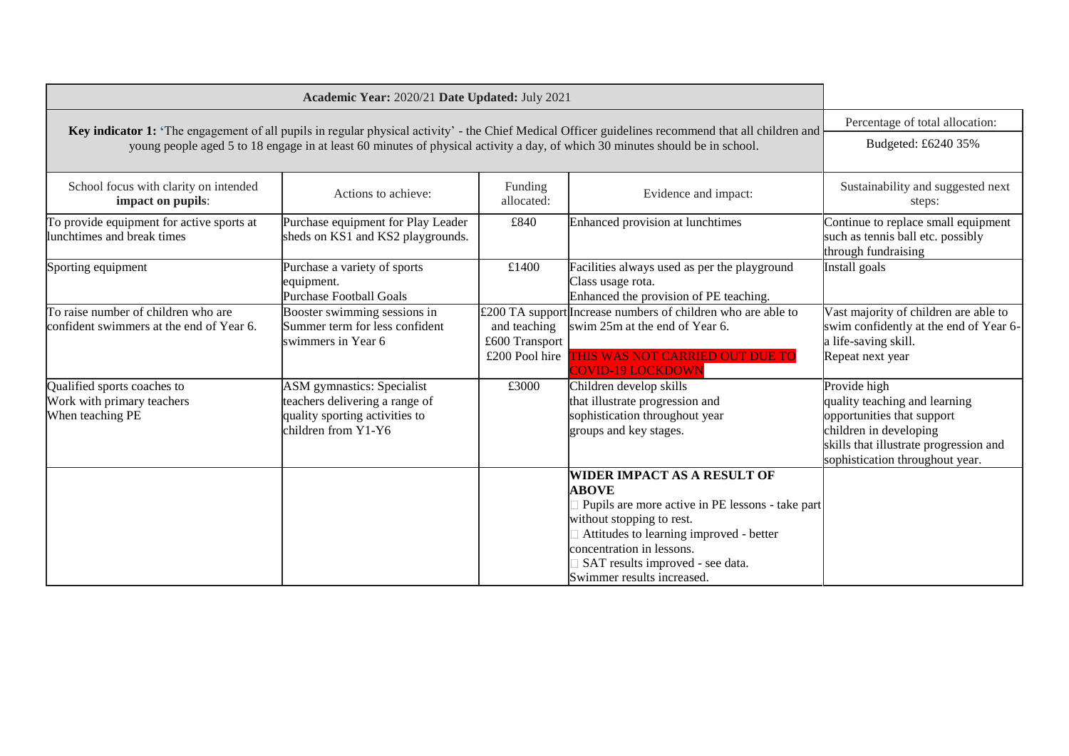| **Academic Year:** 2020/21 **Date Updated:** July 2021 | | | | |
|---|---|---|---|---|
| **Key indicator 1:** 'The engagement of all pupils in regular physical activity' - the Chief Medical Officer guidelines recommend that all children and young people aged 5 to 18 engage in at least 60 minutes of physical activity a day, of which 30 minutes should be in school. | | | | Percentage of total allocation: Budgeted: £6240 35% |
| School focus with clarity on intended **impact on pupils**: | Actions to achieve: | Funding allocated: | Evidence and impact: | Sustainability and suggested next steps: |
| To provide equipment for active sports at lunchtimes and break times | Purchase equipment for Play Leader sheds on KS1 and KS2 playgrounds. | £840 | Enhanced provision at lunchtimes | Continue to replace small equipment such as tennis ball etc. possibly through fundraising |
| Sporting equipment | Purchase a variety of sports equipment. Purchase Football Goals | £1400 | Facilities always used as per the playground Class usage rota. Enhanced the provision of PE teaching. | Install goals |
| To raise number of children who are confident swimmers at the end of Year 6. | Booster swimming sessions in Summer term for less confident swimmers in Year 6 | £200 TA support and teaching £600 Transport £200 Pool hire | Increase numbers of children who are able to swim 25m at the end of Year 6. THIS WAS NOT CARRIED OUT DUE TO COVID-19 LOCKDOWN | Vast majority of children are able to swim confidently at the end of Year 6- a life-saving skill. Repeat next year |
| Qualified sports coaches to Work with primary teachers When teaching PE | ASM gymnastics: Specialist teachers delivering a range of quality sporting activities to children from Y1-Y6 | £3000 | Children develop skills that illustrate progression and sophistication throughout year groups and key stages. | Provide high quality teaching and learning opportunities that support children in developing skills that illustrate progression and sophistication throughout year. |
| | | | **WIDER IMPACT AS A RESULT OF ABOVE** - Pupils are more active in PE lessons - take part without stopping to rest. - Attitudes to learning improved - better concentration in lessons. - SAT results improved - see data. Swimmer results increased. | |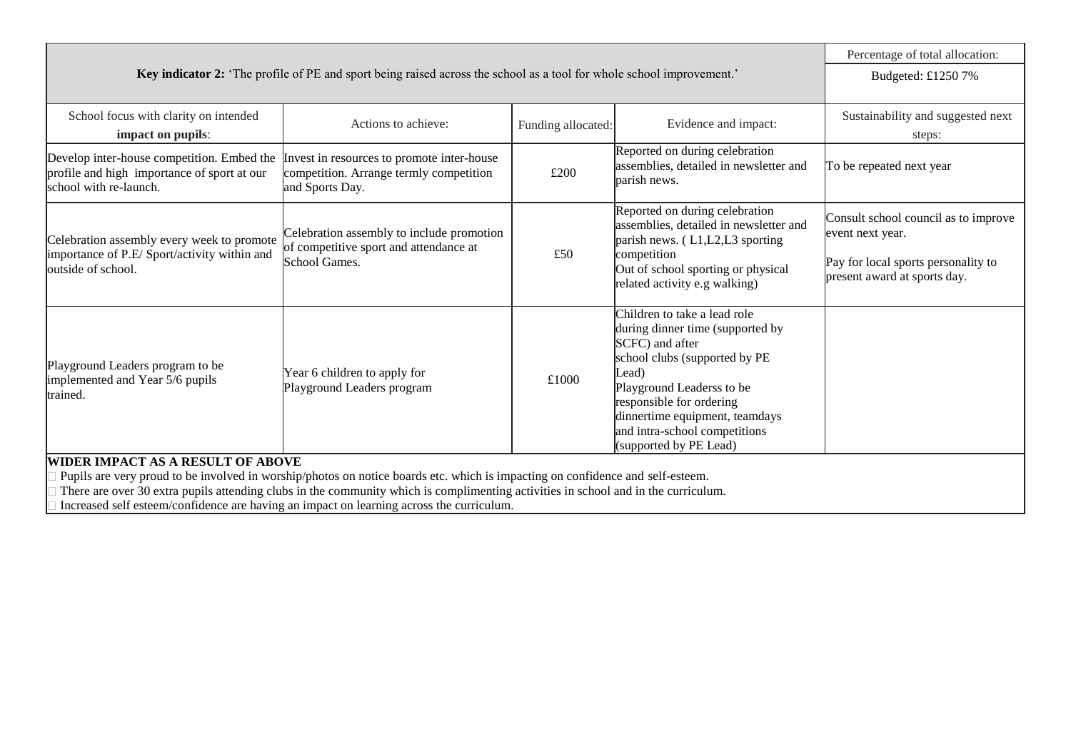| Key indicator 2: 'The profile of PE and sport being raised across the school as a tool for whole school improvement.' | | | | Percentage of total allocation: |
|---|---|---|---|---|
| | | | | Budgeted: £1250 7% |
| School focus with clarity on intended **impact on pupils**: | Actions to achieve: | Funding allocated: | Evidence and impact: | Sustainability and suggested next steps: |
| Develop inter-house competition. Embed the profile and high importance of sport at our school with re-launch. | Invest in resources to promote inter-house competition. Arrange termly competition and Sports Day. | £200 | Reported on during celebration assemblies, detailed in newsletter and parish news. | To be repeated next year |
| Celebration assembly every week to promote importance of P.E/ Sport/activity within and outside of school. | Celebration assembly to include promotion of competitive sport and attendance at School Games. | £50 | Reported on during celebration assemblies, detailed in newsletter and parish news. ( L1,L2,L3 sporting competition<br>Out of school sporting or physical related activity e.g walking) | Consult school council as to improve event next year.<br><br>Pay for local sports personality to present award at sports day. |
| Playground Leaders program to be implemented and Year 5/6 pupils trained. | Year 6 children to apply for Playground Leaders program | £1000 | Children to take a lead role during dinner time (supported by SCFC) and after school clubs (supported by PE Lead)<br>Playground Leaderss to be responsible for ordering dinnertime equipment, teamdays and intra-school competitions (supported by PE Lead) | |

**WIDER IMPACT AS A RESULT OF ABOVE**

- Pupils are very proud to be involved in worship/photos on notice boards etc. which is impacting on confidence and self-esteem.
- There are over 30 extra pupils attending clubs in the community which is complimenting activities in school and in the curriculum.
- Increased self esteem/confidence are having an impact on learning across the curriculum.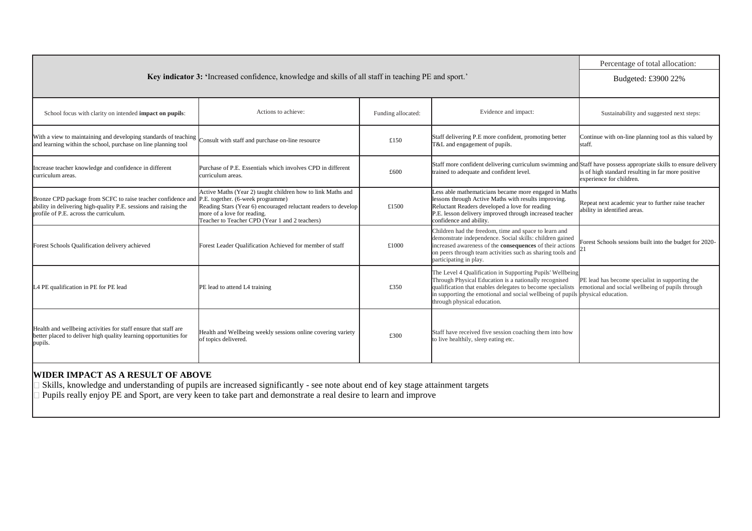| Key indicator 3: 'Increased confidence, knowledge and skills of all staff in teaching PE and sport.' | | | | Percentage of total allocation: |
|---|---|---|---|---|
| | | | | Budgeted: £3900 22% |
| School focus with clarity on intended **impact on pupils**: | Actions to achieve: | Funding allocated: | Evidence and impact: | Sustainability and suggested next steps: |
| With a view to maintaining and developing standards of teaching and learning within the school, purchase on line planning tool | Consult with staff and purchase on-line resource | £150 | Staff delivering P.E more confident, promoting better T&L and engagement of pupils. | Continue with on-line planning tool as this valued by staff. |
| Increase teacher knowledge and confidence in different curriculum areas. | Purchase of P.E. Essentials which involves CPD in different curriculum areas. | £600 | Staff more confident delivering curriculum swimming and trained to adequate and confident level. | Staff have possess appropriate skills to ensure delivery is of high standard resulting in far more positive experience for children. |
| Bronze CPD package from SCFC to raise teacher confidence and ability in delivering high-quality P.E. sessions and raising the profile of P.E. across the curriculum. | Active Maths (Year 2) taught children how to link Maths and P.E. together. (6-week programme)<br>Reading Stars (Year 6) encouraged reluctant readers to develop more of a love for reading.<br>Teacher to Teacher CPD (Year 1 and 2 teachers) | £1500 | Less able mathematicians became more engaged in Maths lessons through Active Maths with results improving.<br>Reluctant Readers developed a love for reading<br>P.E. lesson delivery improved through increased teacher confidence and ability. | Repeat next academic year to further raise teacher ability in identified areas. |
| Forest Schools Qualification delivery achieved | Forest Leader Qualification Achieved for member of staff | £1000 | Children had the freedom, time and space to learn and demonstrate independence. Social skills: children gained increased awareness of the **consequences** of their actions on peers through team activities such as sharing tools and participating in play. | Forest Schools sessions built into the budget for 2020-21 |
| L4 PE qualification in PE for PE lead | PE lead to attend L4 training | £350 | The Level 4 Qualification in Supporting Pupils' Wellbeing Through Physical Education is a nationally recognised qualification that enables delegates to become specialists in supporting the emotional and social wellbeing of pupils through physical education. | PE lead has become specialist in supporting the emotional and social wellbeing of pupils through physical education. |
| Health and wellbeing activities for staff ensure that staff are better placed to deliver high quality learning opportunities for pupils. | Health and Wellbeing weekly sessions online covering variety of topics delivered. | £300 | Staff have received five session coaching them into how to live healthily, sleep eating etc. | |

**WIDER IMPACT AS A RESULT OF ABOVE**

- Skills, knowledge and understanding of pupils are increased significantly - see note about end of key stage attainment targets
- Pupils really enjoy PE and Sport, are very keen to take part and demonstrate a real desire to learn and improve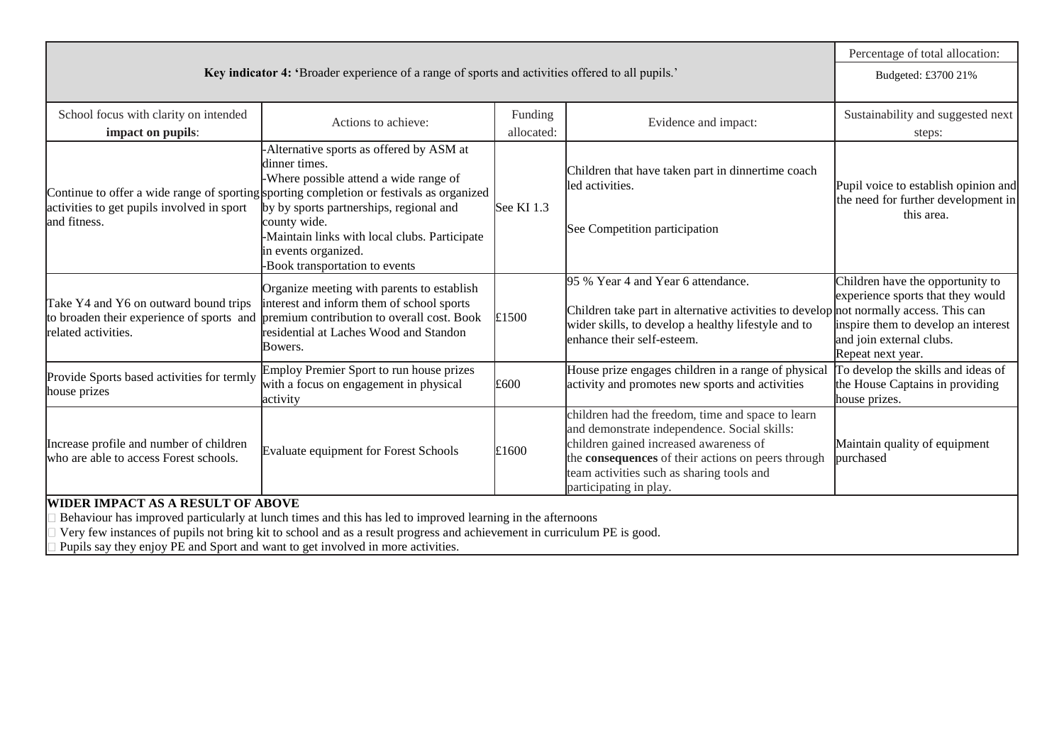| Key indicator 4: 'Broader experience of a range of sports and activities offered to all pupils.' | | | | Percentage of total allocation: |
|---|---|---|---|---|
| | | | | Budgeted: £3700 21% |
| School focus with clarity on intended **impact on pupils**: | Actions to achieve: | Funding allocated: | Evidence and impact: | Sustainability and suggested next steps: |
| Continue to offer a wide range of sporting activities to get pupils involved in sport and fitness. | -Alternative sports as offered by ASM at dinner times.<br>-Where possible attend a wide range of sporting completion or festivals as organized by by sports partnerships, regional and county wide.<br>-Maintain links with local clubs. Participate in events organized.<br>-Book transportation to events | See KI 1.3 | Children that have taken part in dinnertime coach led activities.<br><br>See Competition participation | Pupil voice to establish opinion and the need for further development in this area. |
| Take Y4 and Y6 on outward bound trips to broaden their experience of sports and related activities. | Organize meeting with parents to establish interest and inform them of school sports premium contribution to overall cost. Book residential at Laches Wood and Standon Bowers. | £1500 | 95 % Year 4 and Year 6 attendance.<br><br>Children take part in alternative activities to develop wider skills, to develop a healthy lifestyle and to enhance their self-esteem. | Children have the opportunity to experience sports that they would not normally access. This can inspire them to develop an interest and join external clubs.<br>Repeat next year. |
| Provide Sports based activities for termly house prizes | Employ Premier Sport to run house prizes with a focus on engagement in physical activity | £600 | House prize engages children in a range of physical activity and promotes new sports and activities | To develop the skills and ideas of the House Captains in providing house prizes. |
| Increase profile and number of children who are able to access Forest schools. | Evaluate equipment for Forest Schools | £1600 | children had the freedom, time and space to learn and demonstrate independence. Social skills: children gained increased awareness of the **consequences** of their actions on peers through team activities such as sharing tools and participating in play. | Maintain quality of equipment purchased |

**WIDER IMPACT AS A RESULT OF ABOVE**

- Behaviour has improved particularly at lunch times and this has led to improved learning in the afternoons
- Very few instances of pupils not bring kit to school and as a result progress and achievement in curriculum PE is good.
- Pupils say they enjoy PE and Sport and want to get involved in more activities.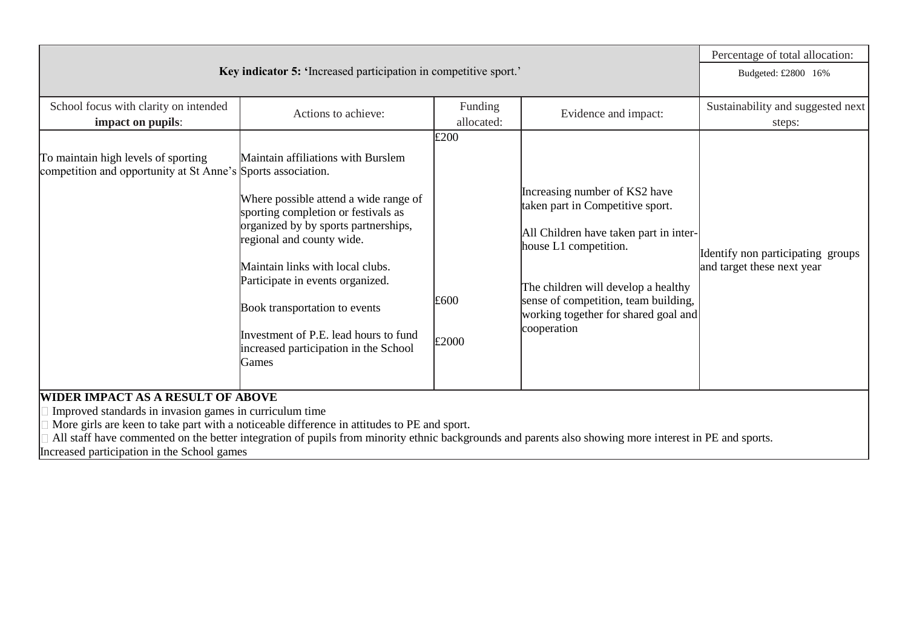| Key indicator 5: 'Increased participation in competitive sport.' | | | | Percentage of total allocation: Budgeted: £2800 16% |
|---|---|---|---|---|
| School focus with clarity on intended **impact on pupils**: | Actions to achieve: | Funding allocated: | Evidence and impact: | Sustainability and suggested next steps: |
| To maintain high levels of sporting competition and opportunity at St Anne's | Maintain affiliations with Burslem Sports association.<br><br>Where possible attend a wide range of sporting completion or festivals as organized by by sports partnerships, regional and county wide.<br><br>Maintain links with local clubs. Participate in events organized.<br><br>Book transportation to events<br><br>Investment of P.E. lead hours to fund increased participation in the School Games | £200<br><br><br><br><br><br><br>£600<br><br>£2000 | Increasing number of KS2 have taken part in Competitive sport.<br><br>All Children have taken part in inter-house L1 competition.<br><br>The children will develop a healthy sense of competition, team building, working together for shared goal and cooperation | Identify non participating groups and target these next year |

**WIDER IMPACT AS A RESULT OF ABOVE**

- Improved standards in invasion games in curriculum time
- More girls are keen to take part with a noticeable difference in attitudes to PE and sport.
- All staff have commented on the better integration of pupils from minority ethnic backgrounds and parents also showing more interest in PE and sports.

Increased participation in the School games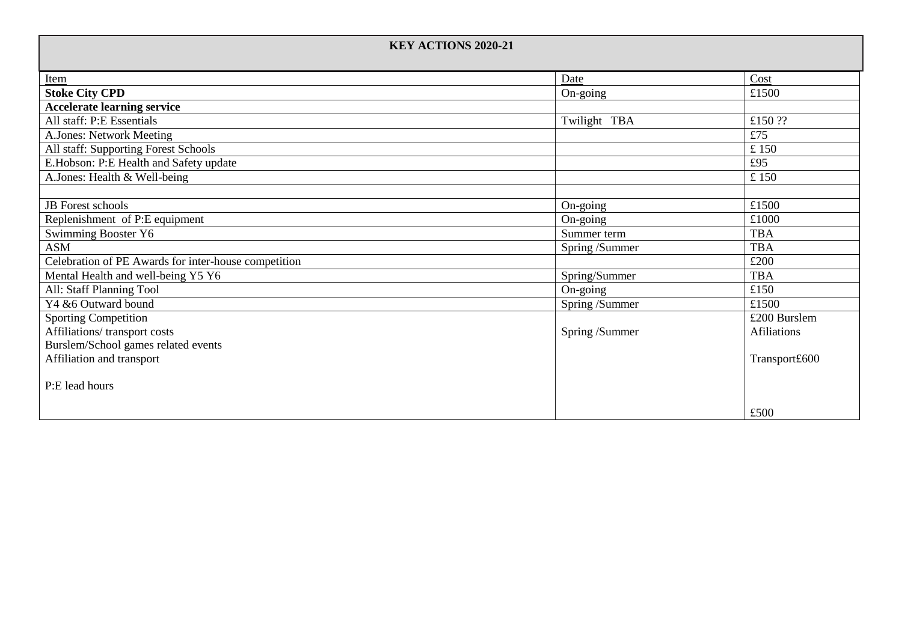| KEY ACTIONS 2020-21 | | |
|---|---|---|
| Item | Date | Cost |
| **Stoke City CPD** | On-going | £1500 |
| **Accelerate learning service** | | |
| All staff: P:E Essentials | Twilight TBA | £150 ?? |
| A.Jones: Network Meeting | | £75 |
| All staff: Supporting Forest Schools | | £ 150 |
| E.Hobson: P:E Health and Safety update | | £95 |
| A.Jones: Health & Well-being | | £ 150 |
| | | |
| JB Forest schools | On-going | £1500 |
| Replenishment of P:E equipment | On-going | £1000 |
| Swimming Booster Y6 | Summer term | TBA |
| ASM | Spring /Summer | TBA |
| Celebration of PE Awards for inter-house competition | | £200 |
| Mental Health and well-being Y5 Y6 | Spring/Summer | TBA |
| All: Staff Planning Tool | On-going | £150 |
| Y4 &6 Outward bound | Spring /Summer | £1500 |
| Sporting Competition<br>Affiliations/ transport costs<br>Burslem/School games related events<br>Affiliation and transport<br><br>P:E lead hours | Spring /Summer | £200 Burslem<br>Afiliations<br><br>Transport£600<br><br><br><br>£500 |